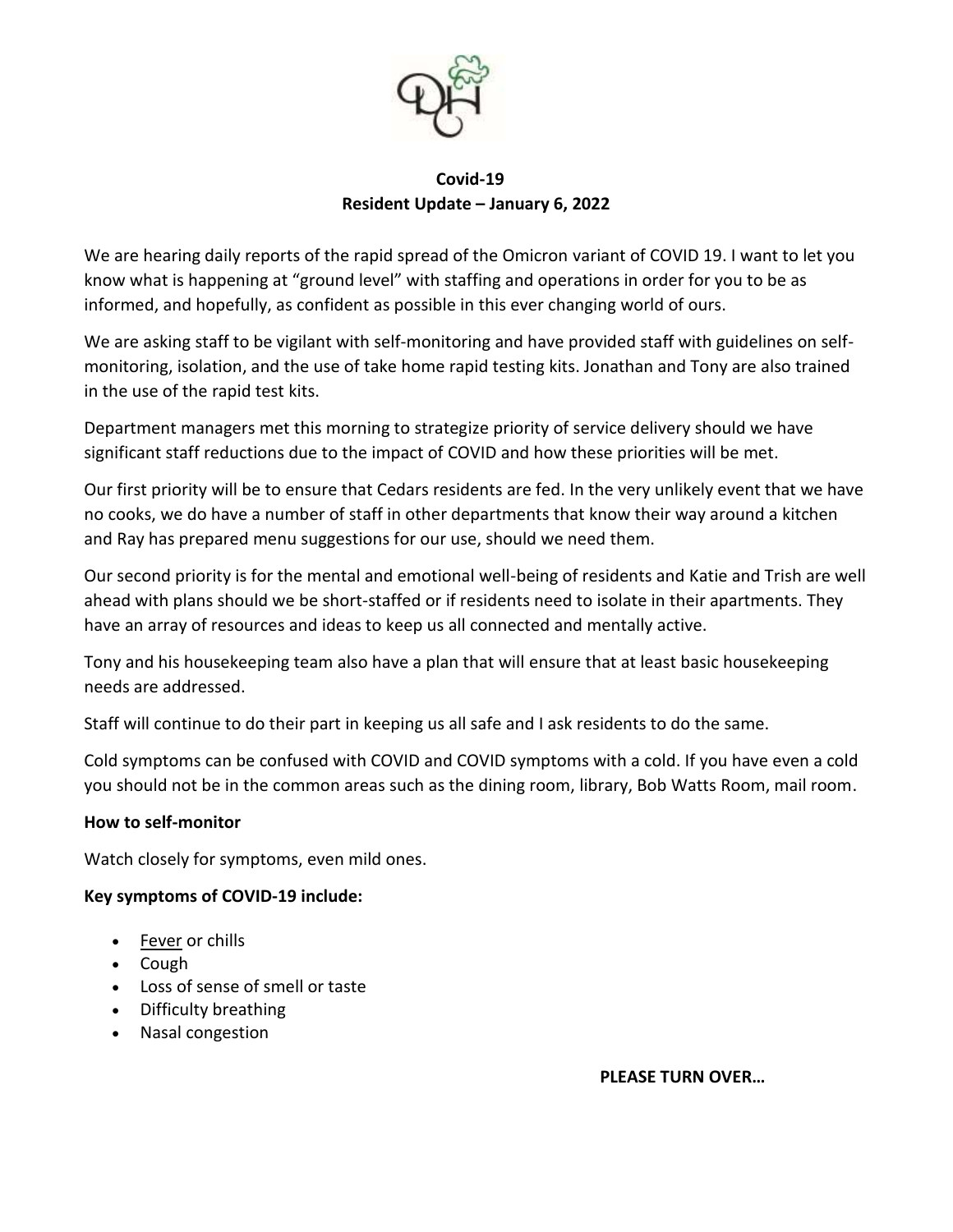**Covid-19**
**Resident Update – January 6, 2022**

We are hearing daily reports of the rapid spread of the Omicron variant of COVID 19. I want to let you know what is happening at "ground level" with staffing and operations in order for you to be as informed, and hopefully, as confident as possible in this ever changing world of ours.

We are asking staff to be vigilant with self-monitoring and have provided staff with guidelines on self-monitoring, isolation, and the use of take home rapid testing kits. Jonathan and Tony are also trained in the use of the rapid test kits.

Department managers met this morning to strategize priority of service delivery should we have significant staff reductions due to the impact of COVID and how these priorities will be met.

Our first priority will be to ensure that Cedars residents are fed. In the very unlikely event that we have no cooks, we do have a number of staff in other departments that know their way around a kitchen and Ray has prepared menu suggestions for our use, should we need them.

Our second priority is for the mental and emotional well-being of residents and Katie and Trish are well ahead with plans should we be short-staffed or if residents need to isolate in their apartments. They have an array of resources and ideas to keep us all connected and mentally active.

Tony and his housekeeping team also have a plan that will ensure that at least basic housekeeping needs are addressed.

Staff will continue to do their part in keeping us all safe and I ask residents to do the same.

Cold symptoms can be confused with COVID and COVID symptoms with a cold. If you have even a cold you should not be in the common areas such as the dining room, library, Bob Watts Room, mail room.

**How to self-monitor**

Watch closely for symptoms, even mild ones.

**Key symptoms of COVID-19 include:**

- Fever or chills
- Cough
- Loss of sense of smell or taste
- Difficulty breathing
- Nasal congestion

**PLEASE TURN OVER…**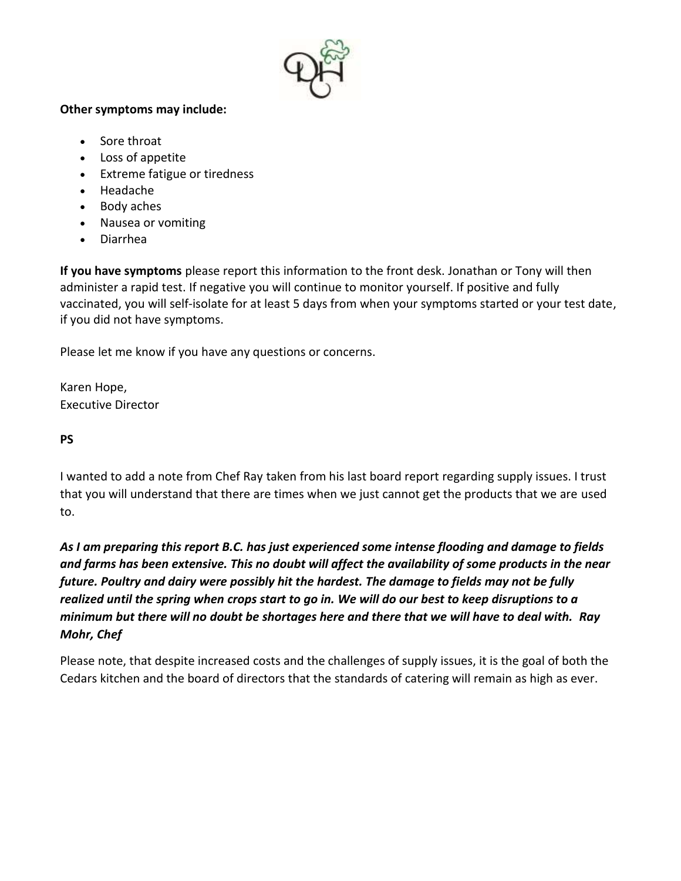**Other symptoms may include:**

- Sore throat
- Loss of appetite
- Extreme fatigue or tiredness
- Headache
- Body aches
- Nausea or vomiting
- Diarrhea

**If you have symptoms** please report this information to the front desk. Jonathan or Tony will then administer a rapid test. If negative you will continue to monitor yourself. If positive and fully vaccinated, you will self-isolate for at least 5 days from when your symptoms started or your test date, if you did not have symptoms.

Please let me know if you have any questions or concerns.

Karen Hope,
Executive Director

**PS**

I wanted to add a note from Chef Ray taken from his last board report regarding supply issues. I trust that you will understand that there are times when we just cannot get the products that we are used to.

***As I am preparing this report B.C. has just experienced some intense flooding and damage to fields and farms has been extensive. This no doubt will affect the availability of some products in the near future. Poultry and dairy were possibly hit the hardest. The damage to fields may not be fully realized until the spring when crops start to go in. We will do our best to keep disruptions to a minimum but there will no doubt be shortages here and there that we will have to deal with. Ray Mohr, Chef***

Please note, that despite increased costs and the challenges of supply issues, it is the goal of both the Cedars kitchen and the board of directors that the standards of catering will remain as high as ever.